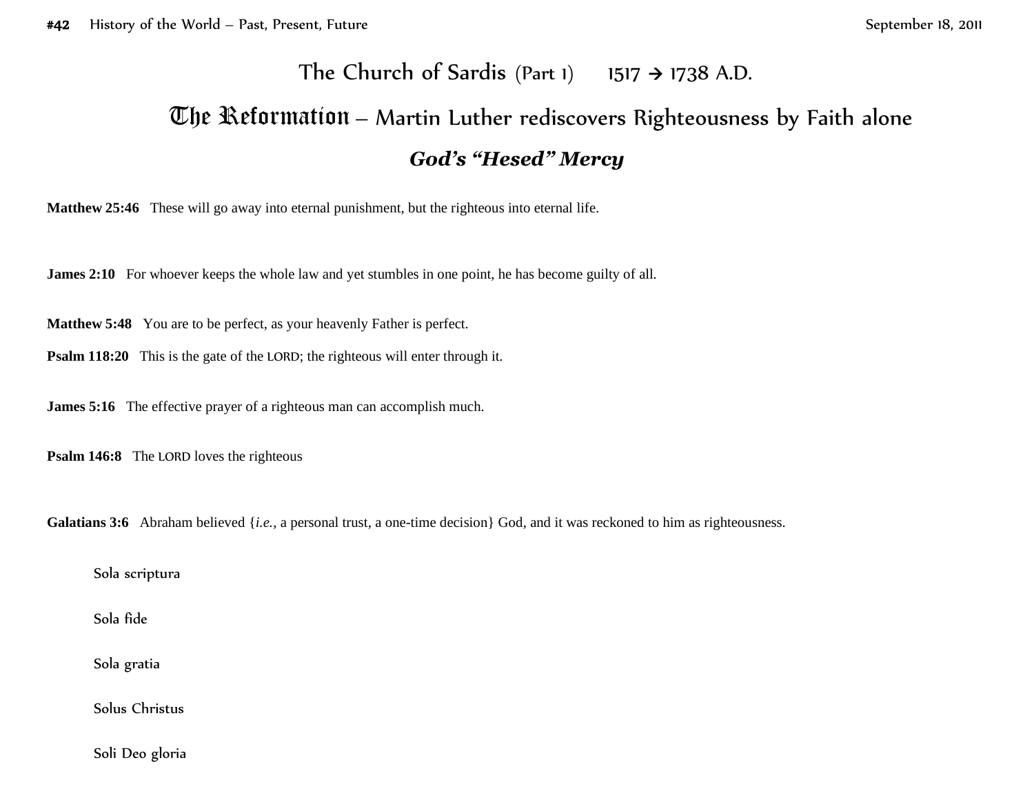# The Church of Sardis (Part 1) 1517 → 1738 A.D.

## The Reformation – Martin Luther rediscovers Righteousness by Faith alone

### *God's "Hesed" Mercy*

**Matthew 25:46** These will go away into eternal punishment, but the righteous into eternal life.

**James 2:10** For whoever keeps the whole law and yet stumbles in one point, he has become guilty of all.

**Matthew 5:48** You are to be perfect, as your heavenly Father is perfect.

**Psalm 118:20** This is the gate of the LORD; the righteous will enter through it.

**James 5:16** The effective prayer of a righteous man can accomplish much.

**Psalm 146:8** The LORD loves the righteous

**Galatians 3:6** Abraham believed {*i.e.*, a personal trust, a one-time decision} God, and it was reckoned to him as righteousness.

Sola scriptura

Sola fide

Sola gratia

Solus Christus

Soli Deo gloria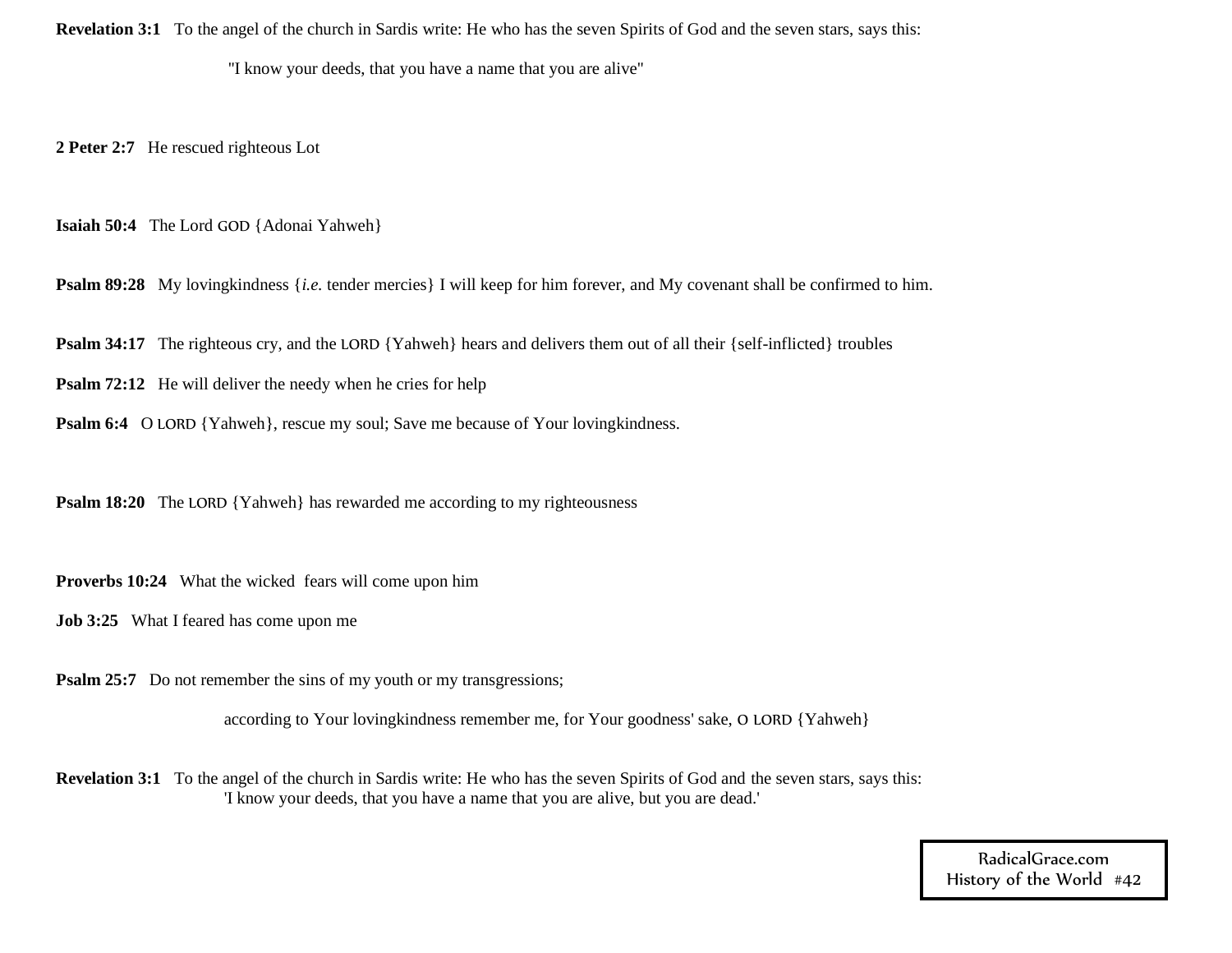**Revelation 3:1** To the angel of the church in Sardis write: He who has the seven Spirits of God and the seven stars, says this:

"I know your deeds, that you have a name that you are alive"

**2 Peter 2:7** He rescued righteous Lot

**Isaiah 50:4** The Lord GOD {Adonai Yahweh}

**Psalm 89:28** My lovingkindness {*i.e.* tender mercies} I will keep for him forever, and My covenant shall be confirmed to him.

**Psalm 34:17** The righteous cry, and the LORD {Yahweh} hears and delivers them out of all their {self-inflicted} troubles

**Psalm 72:12** He will deliver the needy when he cries for help

**Psalm 6:4** O LORD {Yahweh}, rescue my soul; Save me because of Your lovingkindness.

**Psalm 18:20** The LORD {Yahweh} has rewarded me according to my righteousness

**Proverbs 10:24** What the wicked fears will come upon him

**Job 3:25** What I feared has come upon me

**Psalm 25:7** Do not remember the sins of my youth or my transgressions;

according to Your lovingkindness remember me, for Your goodness' sake, O LORD {Yahweh}

**Revelation 3:1** To the angel of the church in Sardis write: He who has the seven Spirits of God and the seven stars, says this:
'I know your deeds, that you have a name that you are alive, but you are dead.'

RadicalGrace.com
History of the World #42